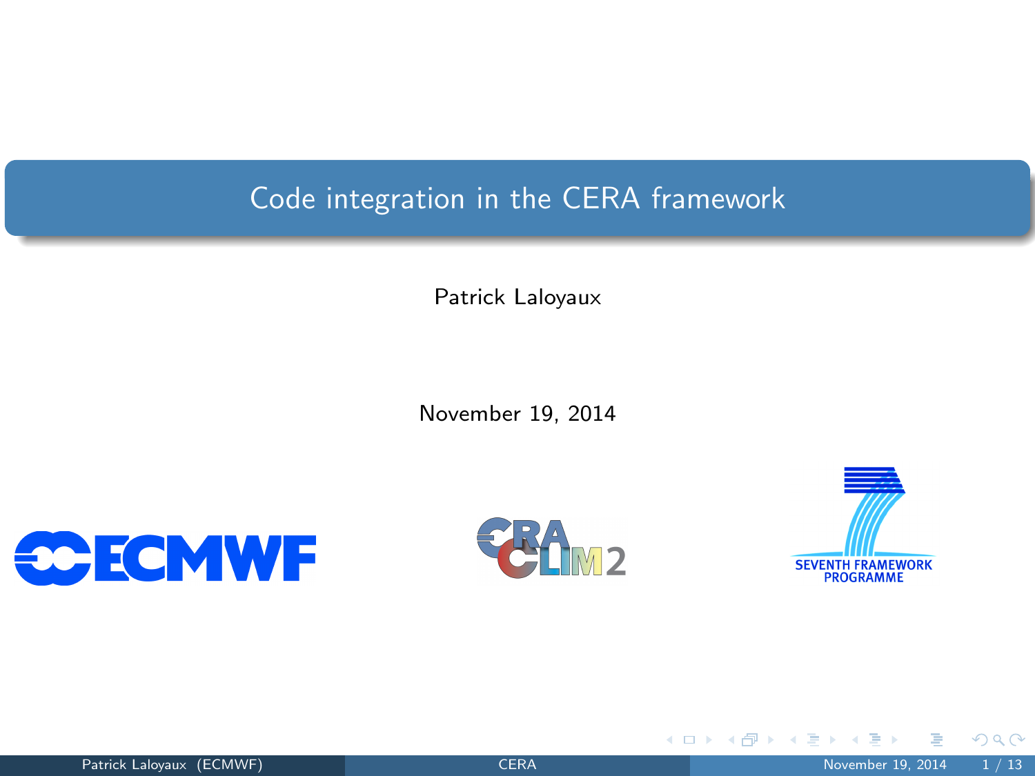# Code integration in the CERA framework

Patrick Laloyaux

November 19, 2014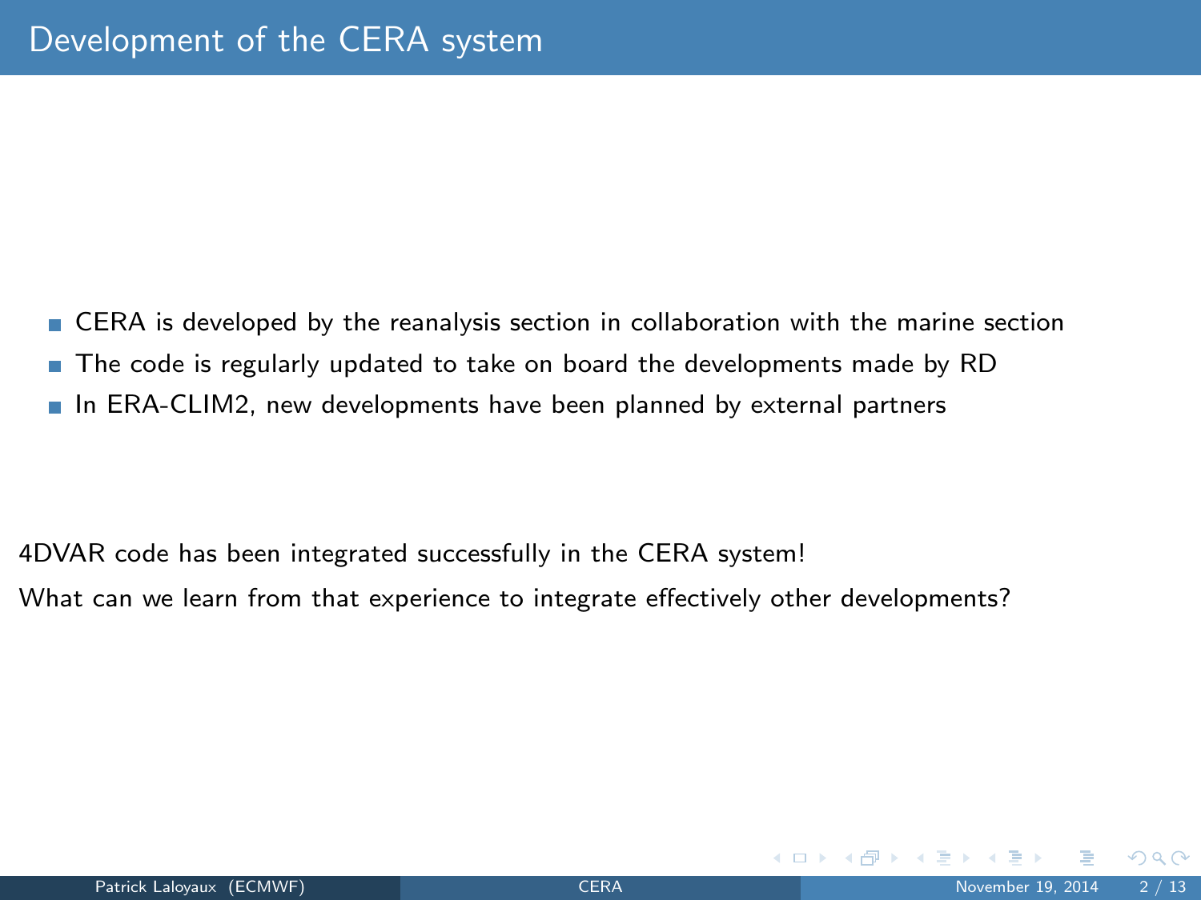# Development of the CERA system

- CERA is developed by the reanalysis section in collaboration with the marine section
- The code is regularly updated to take on board the developments made by RD
- In ERA-CLIM2, new developments have been planned by external partners

4DVAR code has been integrated successfully in the CERA system!

What can we learn from that experience to integrate effectively other developments?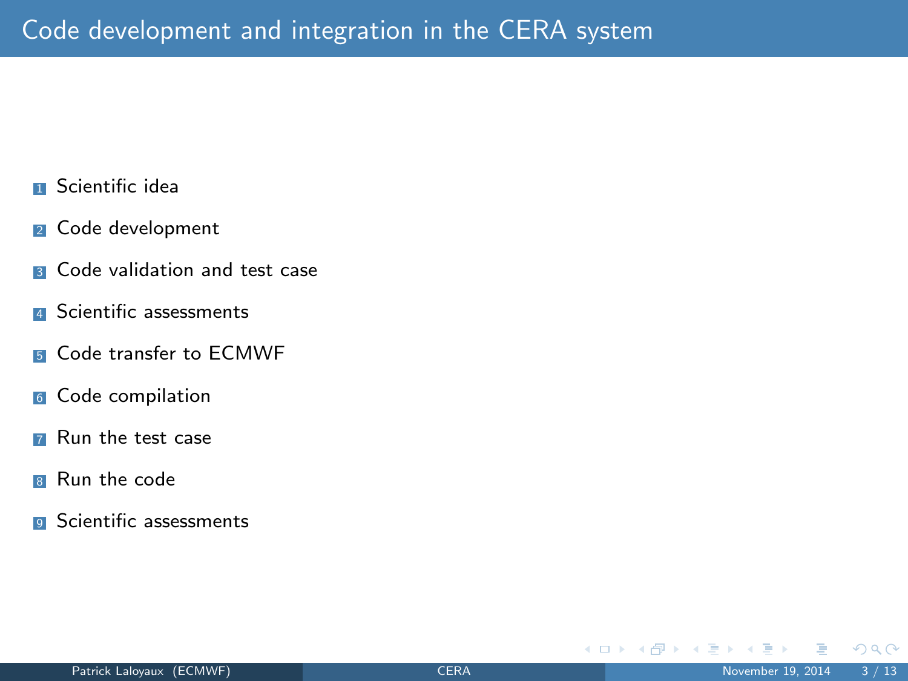# Code development and integration in the CERA system

1. Scientific idea
2. Code development
3. Code validation and test case
4. Scientific assessments
5. Code transfer to ECMWF
6. Code compilation
7. Run the test case
8. Run the code
9. Scientific assessments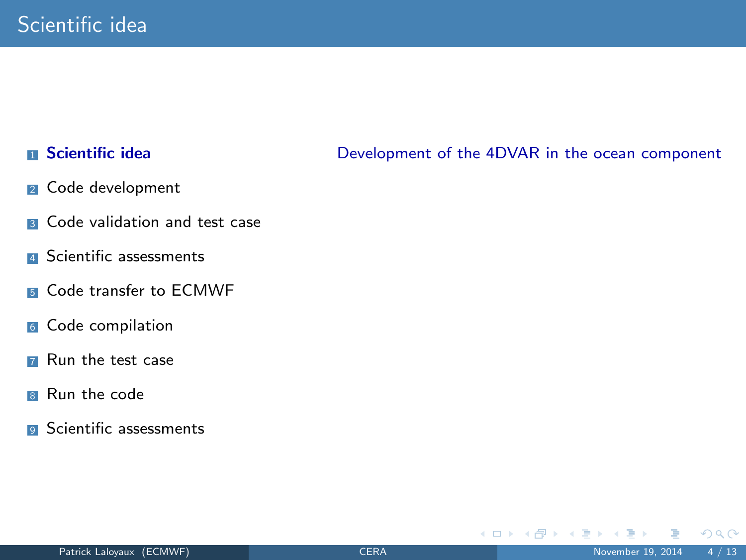# Scientific idea

1. **Scientific idea**
2. Code development
3. Code validation and test case
4. Scientific assessments
5. Code transfer to ECMWF
6. Code compilation
7. Run the test case
8. Run the code
9. Scientific assessments

Development of the 4DVAR in the ocean component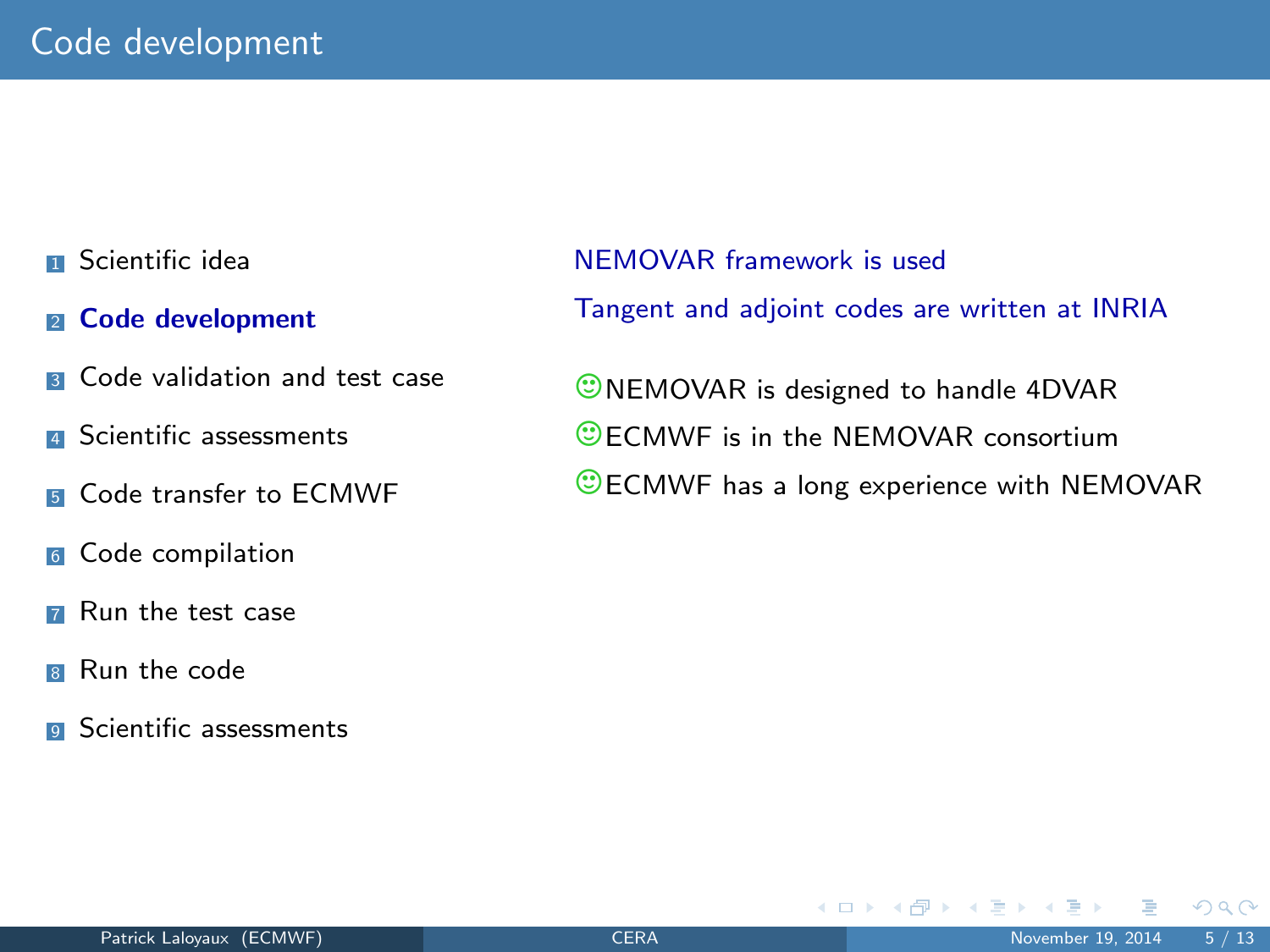# Code development

1. Scientific idea
2. **Code development**
3. Code validation and test case
4. Scientific assessments
5. Code transfer to ECMWF
6. Code compilation
7. Run the test case
8. Run the code
9. Scientific assessments

NEMOVAR framework is used

Tangent and adjoint codes are written at INRIA

☺NEMOVAR is designed to handle 4DVAR

☺ECMWF is in the NEMOVAR consortium

☺ECMWF has a long experience with NEMOVAR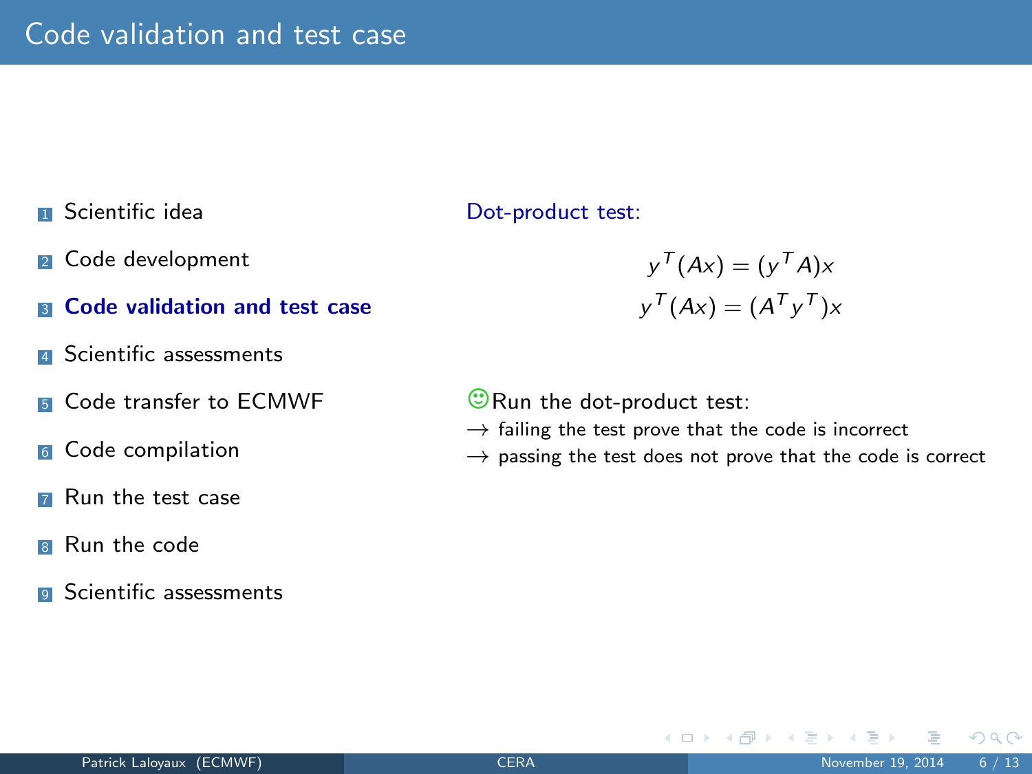# Code validation and test case

1. Scientific idea
2. Code development
3. **Code validation and test case**
4. Scientific assessments
5. Code transfer to ECMWF
6. Code compilation
7. Run the test case
8. Run the code
9. Scientific assessments

Dot-product test:

$$y^T(Ax) = (y^T A)x$$

$$y^T(Ax) = (A^T y^T)x$$

☺Run the dot-product test:

$\longrightarrow$ failing the test prove that the code is incorrect

$\longrightarrow$ passing the test does not prove that the code is correct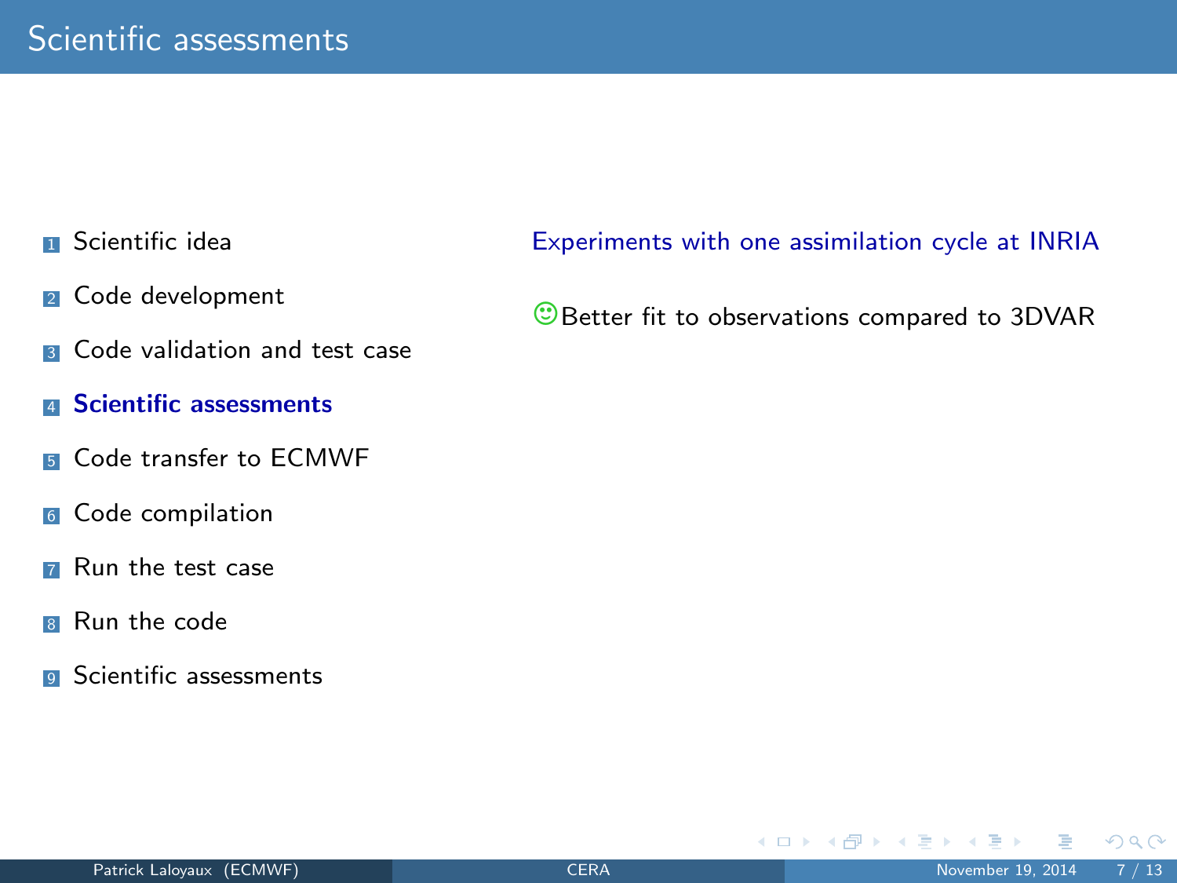# Scientific assessments

1. Scientific idea
2. Code development
3. Code validation and test case
4. **Scientific assessments**
5. Code transfer to ECMWF
6. Code compilation
7. Run the test case
8. Run the code
9. Scientific assessments

Experiments with one assimilation cycle at INRIA

☺ Better fit to observations compared to 3DVAR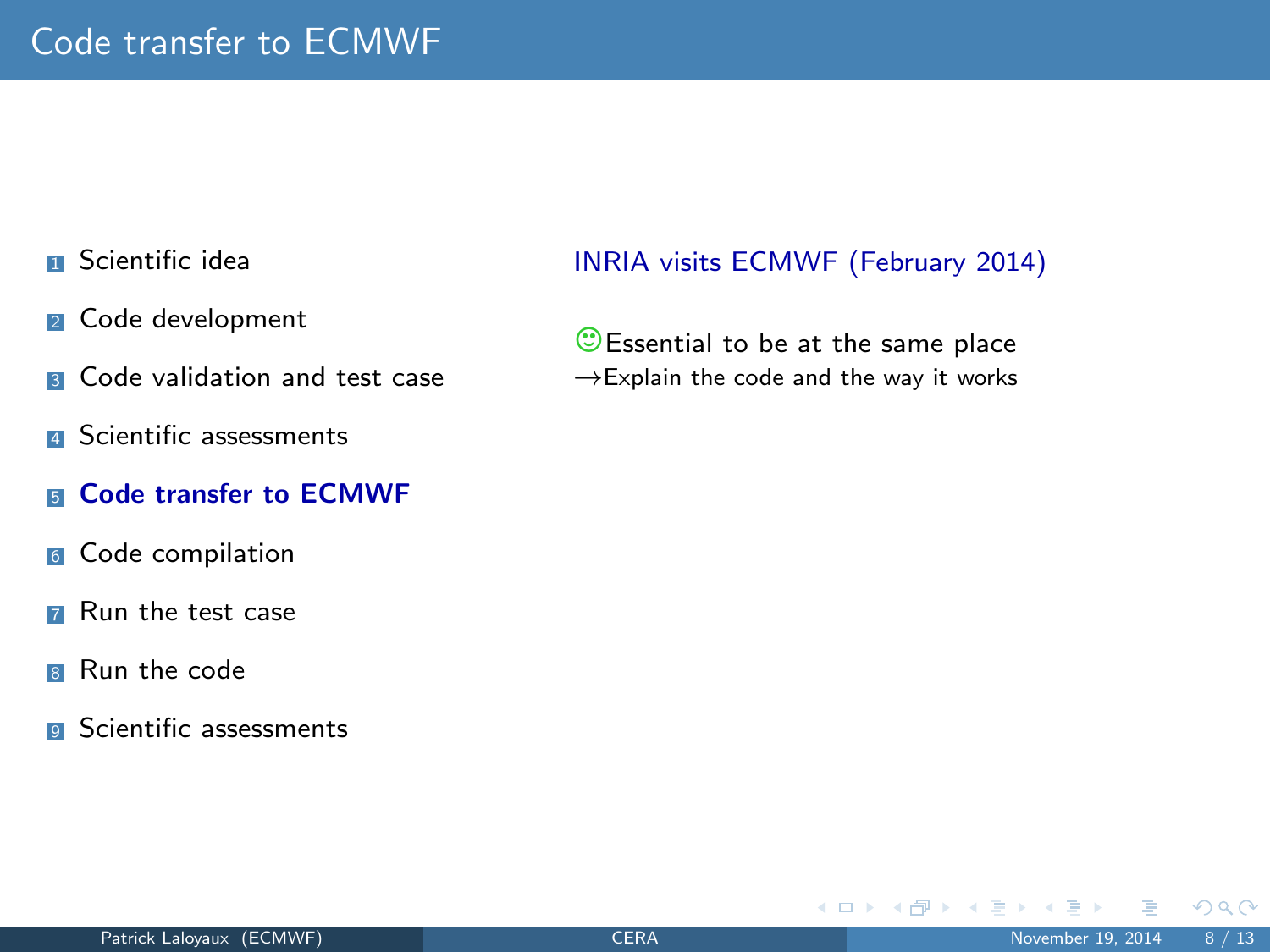# Code transfer to ECMWF

1. Scientific idea
2. Code development
3. Code validation and test case
4. Scientific assessments
5. **Code transfer to ECMWF**
6. Code compilation
7. Run the test case
8. Run the code
9. Scientific assessments

INRIA visits ECMWF (February 2014)

☺Essential to be at the same place
→Explain the code and the way it works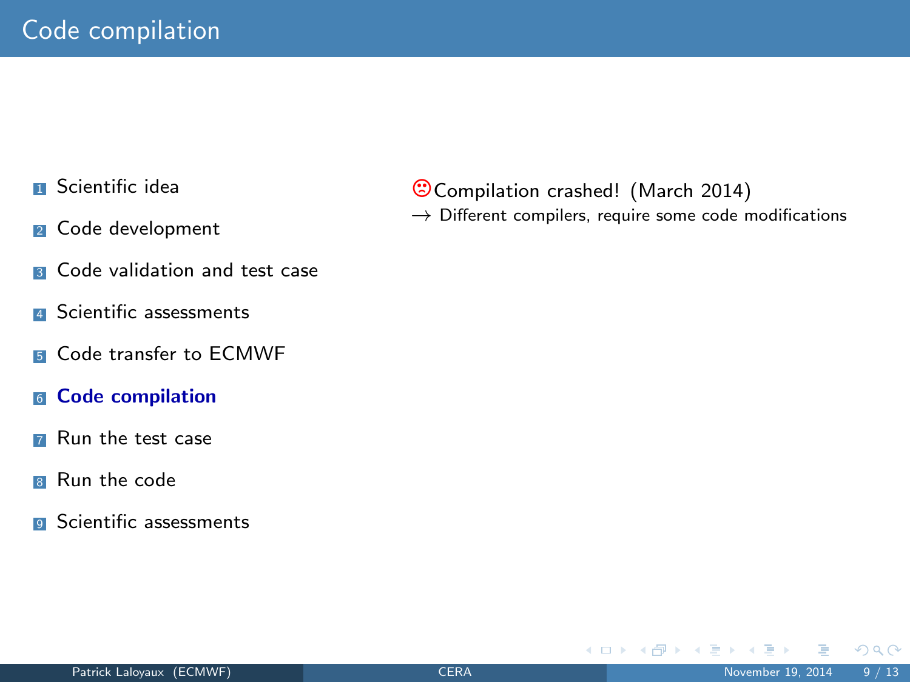# Code compilation

1. Scientific idea
2. Code development
3. Code validation and test case
4. Scientific assessments
5. Code transfer to ECMWF
6. **Code compilation**
7. Run the test case
8. Run the code
9. Scientific assessments

☹ Compilation crashed! (March 2014)

→ Different compilers, require some code modifications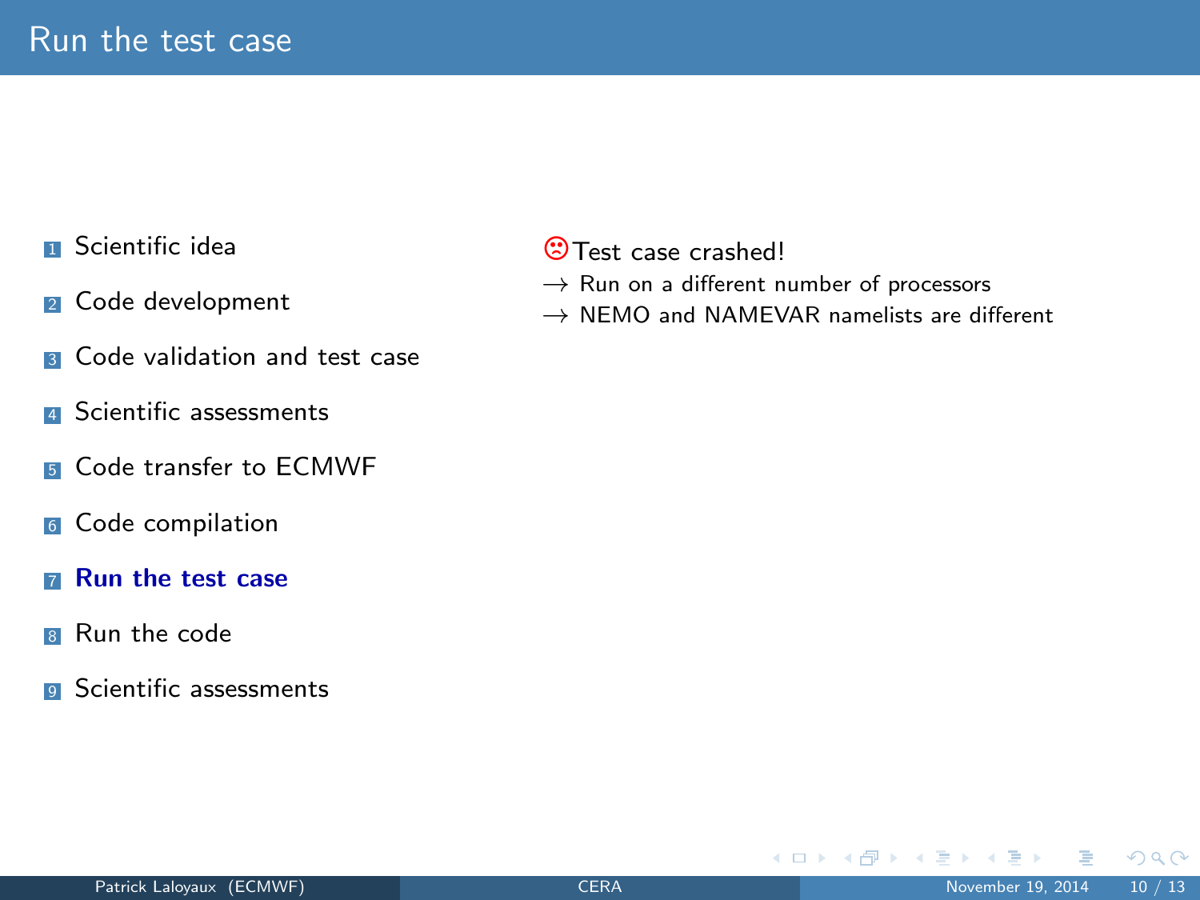# Run the test case

1. Scientific idea
2. Code development
3. Code validation and test case
4. Scientific assessments
5. Code transfer to ECMWF
6. Code compilation
7. **Run the test case**
8. Run the code
9. Scientific assessments

☹ Test case crashed!

→ Run on a different number of processors

→ NEMO and NAMEVAR namelists are different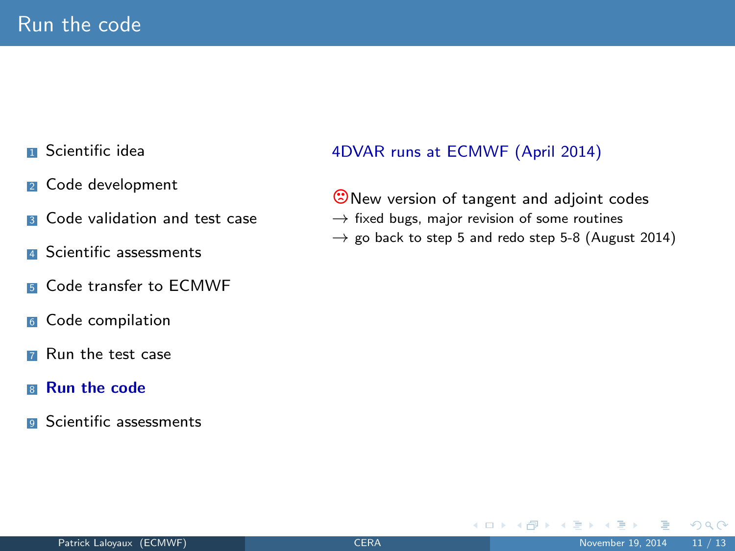# Run the code

1. Scientific idea
2. Code development
3. Code validation and test case
4. Scientific assessments
5. Code transfer to ECMWF
6. Code compilation
7. Run the test case
8. **Run the code**
9. Scientific assessments

4DVAR runs at ECMWF (April 2014)

☹New version of tangent and adjoint codes

→ fixed bugs, major revision of some routines

→ go back to step 5 and redo step 5-8 (August 2014)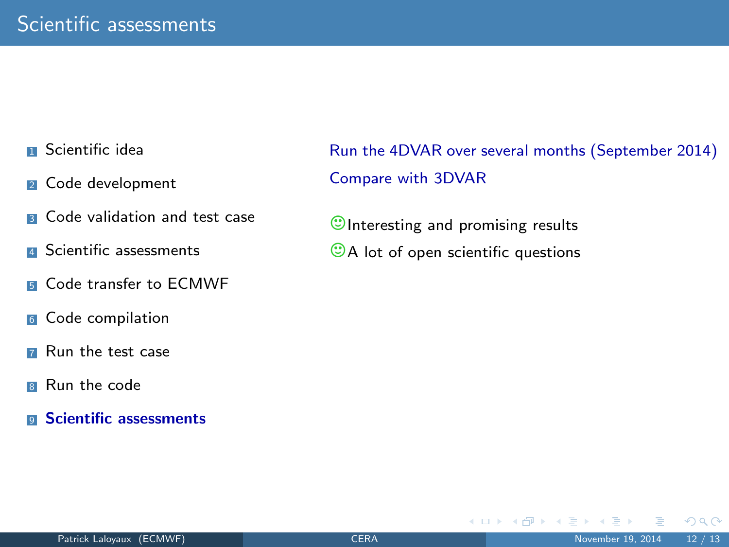# Scientific assessments

1. Scientific idea
2. Code development
3. Code validation and test case
4. Scientific assessments
5. Code transfer to ECMWF
6. Code compilation
7. Run the test case
8. Run the code
9. **Scientific assessments**

Run the 4DVAR over several months (September 2014)

Compare with 3DVAR

☺ Interesting and promising results

☺ A lot of open scientific questions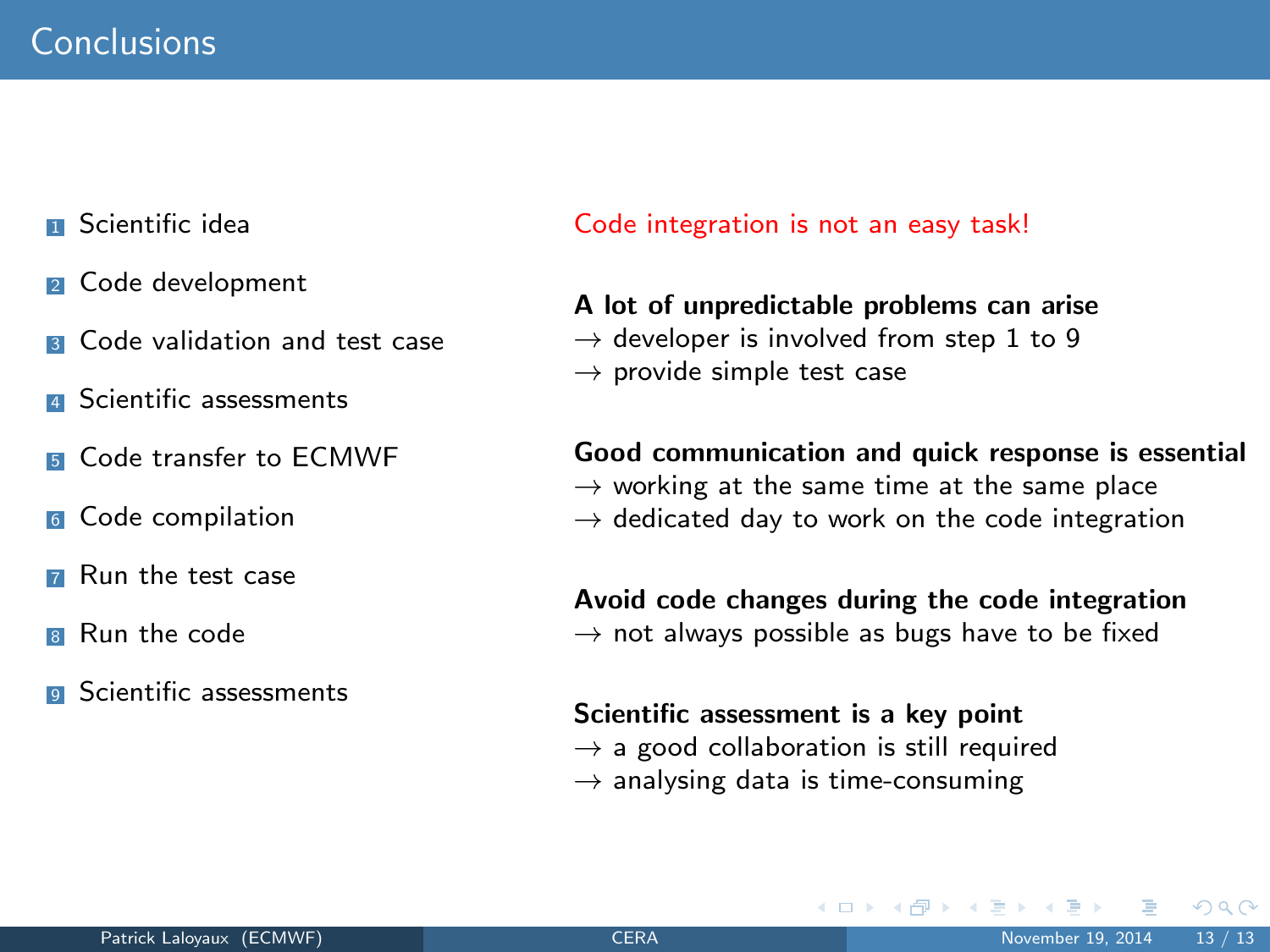# Conclusions

1. Scientific idea
2. Code development
3. Code validation and test case
4. Scientific assessments
5. Code transfer to ECMWF
6. Code compilation
7. Run the test case
8. Run the code
9. Scientific assessments

Code integration is not an easy task!

**A lot of unpredictable problems can arise**

→ developer is involved from step 1 to 9

→ provide simple test case

**Good communication and quick response is essential**

→ working at the same time at the same place

→ dedicated day to work on the code integration

**Avoid code changes during the code integration**

→ not always possible as bugs have to be fixed

**Scientific assessment is a key point**

→ a good collaboration is still required

→ analysing data is time-consuming